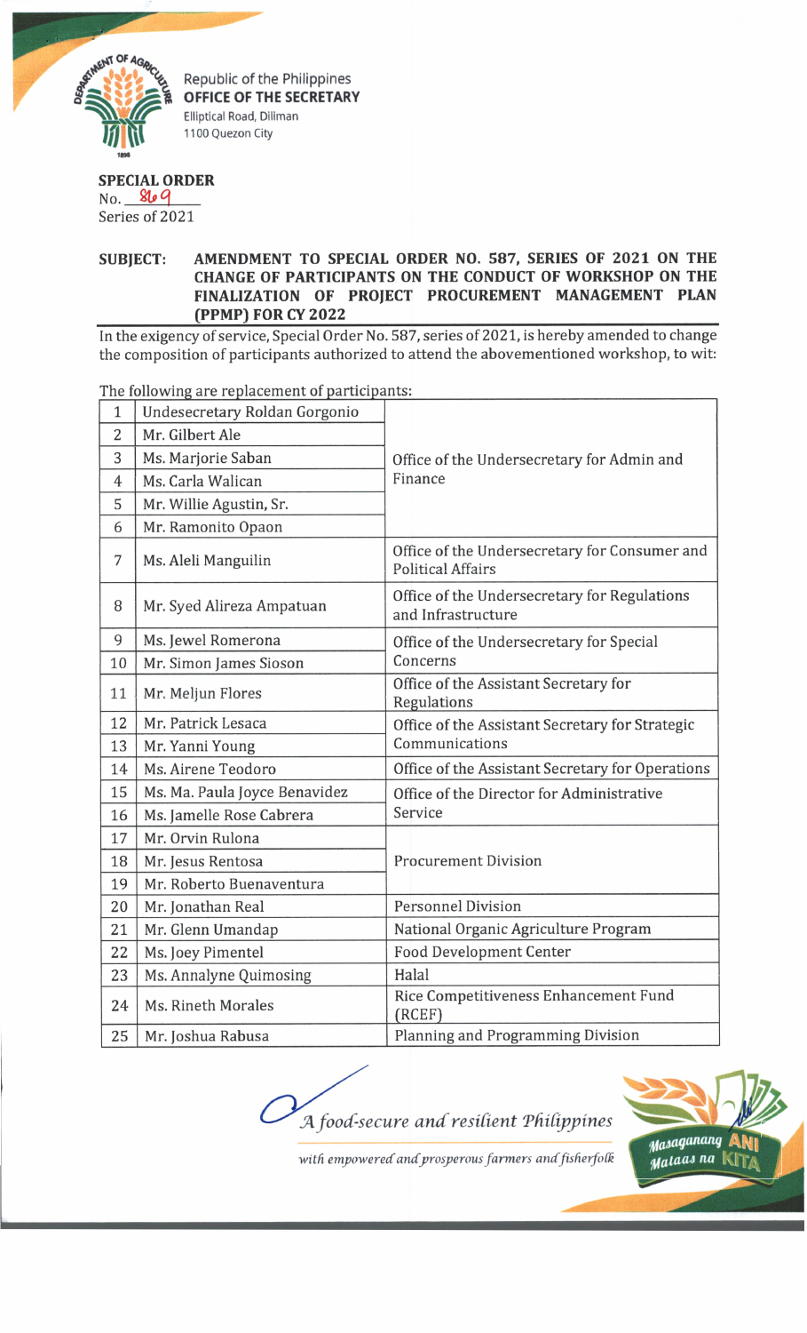Republic of the Philippines
**OFFICE OF THE SECRETARY**
Elliptical Road, Diliman
1100 Quezon City

**SPECIAL ORDER**
No. 869
Series of 2021

**SUBJECT: AMENDMENT TO SPECIAL ORDER NO. 587, SERIES OF 2021 ON THE CHANGE OF PARTICIPANTS ON THE CONDUCT OF WORKSHOP ON THE FINALIZATION OF PROJECT PROCUREMENT MANAGEMENT PLAN (PPMP) FOR CY 2022**

In the exigency of service, Special Order No. 587, series of 2021, is hereby amended to change the composition of participants authorized to attend the abovementioned workshop, to wit:

The following are replacement of participants:

| | | |
|---|---|---|
| 1 | Undesecretary Roldan Gorgonio | Office of the Undersecretary for Admin and Finance |
| 2 | Mr. Gilbert Ale | |
| 3 | Ms. Marjorie Saban | |
| 4 | Ms. Carla Walican | |
| 5 | Mr. Willie Agustin, Sr. | |
| 6 | Mr. Ramonito Opaon | |
| 7 | Ms. Aleli Manguilin | Office of the Undersecretary for Consumer and Political Affairs |
| 8 | Mr. Syed Alireza Ampatuan | Office of the Undersecretary for Regulations and Infrastructure |
| 9 | Ms. Jewel Romerona | Office of the Undersecretary for Special Concerns |
| 10 | Mr. Simon James Sioson | |
| 11 | Mr. Meljun Flores | Office of the Assistant Secretary for Regulations |
| 12 | Mr. Patrick Lesaca | Office of the Assistant Secretary for Strategic Communications |
| 13 | Mr. Yanni Young | |
| 14 | Ms. Airene Teodoro | Office of the Assistant Secretary for Operations |
| 15 | Ms. Ma. Paula Joyce Benavidez | Office of the Director for Administrative Service |
| 16 | Ms. Jamelle Rose Cabrera | |
| 17 | Mr. Orvin Rulona | Procurement Division |
| 18 | Mr. Jesus Rentosa | |
| 19 | Mr. Roberto Buenaventura | |
| 20 | Mr. Jonathan Real | Personnel Division |
| 21 | Mr. Glenn Umandap | National Organic Agriculture Program |
| 22 | Ms. Joey Pimentel | Food Development Center |
| 23 | Ms. Annalyne Quimosing | Halal |
| 24 | Ms. Rineth Morales | Rice Competitiveness Enhancement Fund (RCEF) |
| 25 | Mr. Joshua Rabusa | Planning and Programming Division |

*A food-secure and resilient Philippines*
*with empowered and prosperous farmers and fisherfolk*

Masaganang ANI Mataas na KITA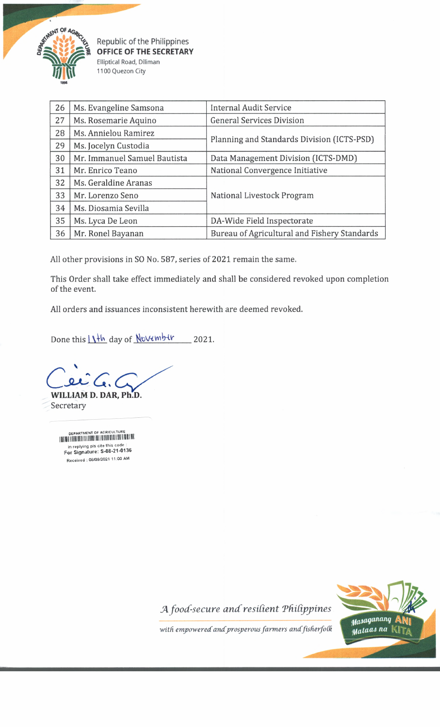| | | |
|---|---|---|
| 26 | Ms. Evangeline Samsona | Internal Audit Service |
| 27 | Ms. Rosemarie Aquino | General Services Division |
| 28 | Ms. Annielou Ramirez | Planning and Standards Division (ICTS-PSD) |
| 29 | Ms. Jocelyn Custodia | |
| 30 | Mr. Immanuel Samuel Bautista | Data Management Division (ICTS-DMD) |
| 31 | Mr. Enrico Teano | National Convergence Initiative |
| 32 | Ms. Geraldine Aranas | National Livestock Program |
| 33 | Mr. Lorenzo Seno | |
| 34 | Ms. Diosamia Sevilla | |
| 35 | Ms. Lyca De Leon | DA-Wide Field Inspectorate |
| 36 | Mr. Ronel Bayanan | Bureau of Agricultural and Fishery Standards |

All other provisions in SO No. 587, series of 2021 remain the same.

This Order shall take effect immediately and shall be considered revoked upon completion of the event.

All orders and issuances inconsistent herewith are deemed revoked.

Done this 11th day of November 2021.

**WILLIAM D. DAR, Ph.D.**
Secretary

DEPARTMENT OF AGRICULTURE
in replying pls cite this code :
For Signature: S-08-21-0136
Received : 08/09/2021 11:00 AM